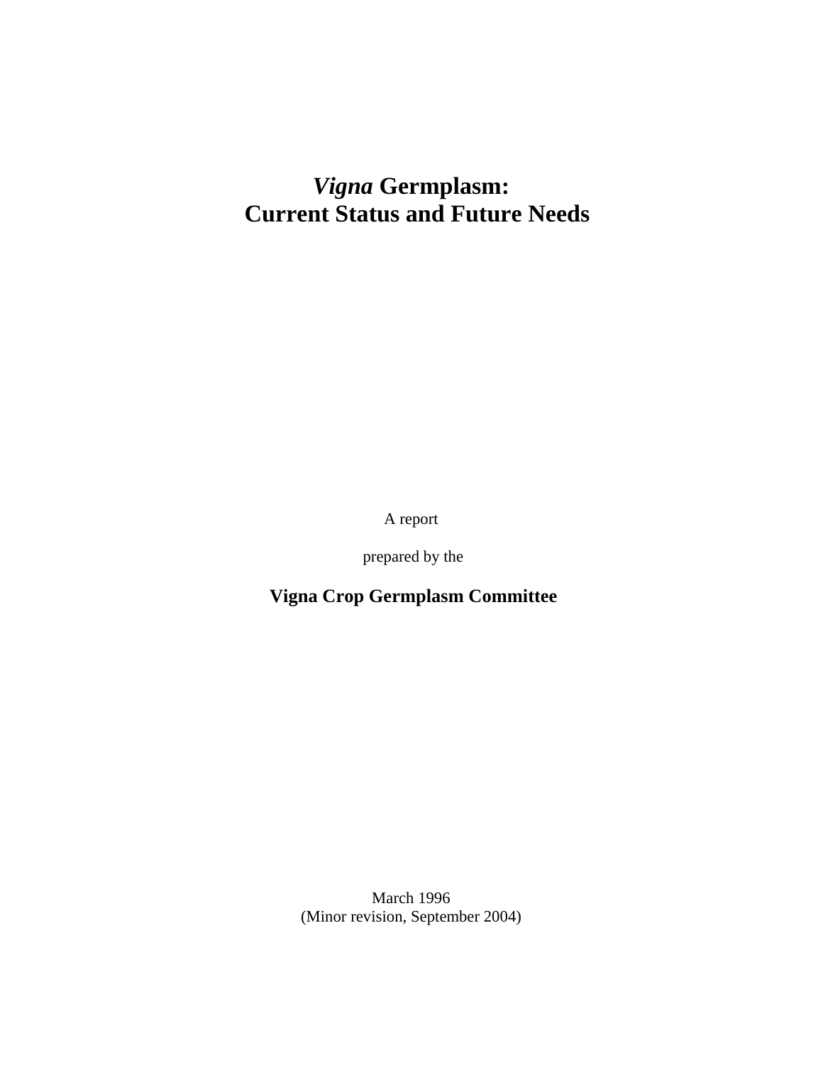# *Vigna* Germplasm: Current Status and Future Needs

A report

prepared by the

**Vigna Crop Germplasm Committee**

March 1996
(Minor revision, September 2004)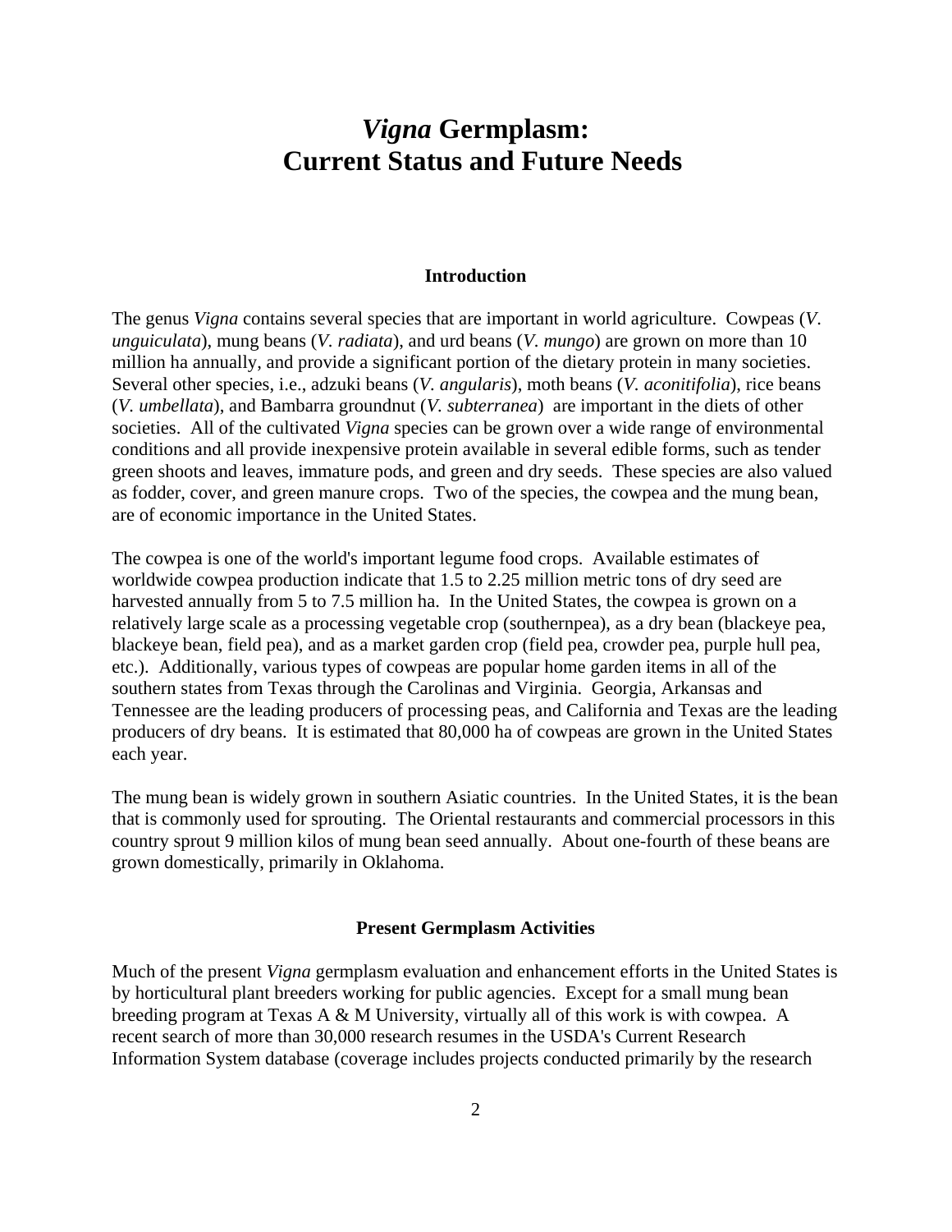# *Vigna* Germplasm: Current Status and Future Needs

## Introduction

The genus *Vigna* contains several species that are important in world agriculture. Cowpeas (*V. unguiculata*), mung beans (*V. radiata*), and urd beans (*V. mungo*) are grown on more than 10 million ha annually, and provide a significant portion of the dietary protein in many societies. Several other species, i.e., adzuki beans (*V. angularis*), moth beans (*V. aconitifolia*), rice beans (*V. umbellata*), and Bambarra groundnut (*V. subterranea*) are important in the diets of other societies. All of the cultivated *Vigna* species can be grown over a wide range of environmental conditions and all provide inexpensive protein available in several edible forms, such as tender green shoots and leaves, immature pods, and green and dry seeds. These species are also valued as fodder, cover, and green manure crops. Two of the species, the cowpea and the mung bean, are of economic importance in the United States.

The cowpea is one of the world's important legume food crops. Available estimates of worldwide cowpea production indicate that 1.5 to 2.25 million metric tons of dry seed are harvested annually from 5 to 7.5 million ha. In the United States, the cowpea is grown on a relatively large scale as a processing vegetable crop (southernpea), as a dry bean (blackeye pea, blackeye bean, field pea), and as a market garden crop (field pea, crowder pea, purple hull pea, etc.). Additionally, various types of cowpeas are popular home garden items in all of the southern states from Texas through the Carolinas and Virginia. Georgia, Arkansas and Tennessee are the leading producers of processing peas, and California and Texas are the leading producers of dry beans. It is estimated that 80,000 ha of cowpeas are grown in the United States each year.

The mung bean is widely grown in southern Asiatic countries. In the United States, it is the bean that is commonly used for sprouting. The Oriental restaurants and commercial processors in this country sprout 9 million kilos of mung bean seed annually. About one-fourth of these beans are grown domestically, primarily in Oklahoma.

## Present Germplasm Activities

Much of the present *Vigna* germplasm evaluation and enhancement efforts in the United States is by horticultural plant breeders working for public agencies. Except for a small mung bean breeding program at Texas A & M University, virtually all of this work is with cowpea. A recent search of more than 30,000 research resumes in the USDA's Current Research Information System database (coverage includes projects conducted primarily by the research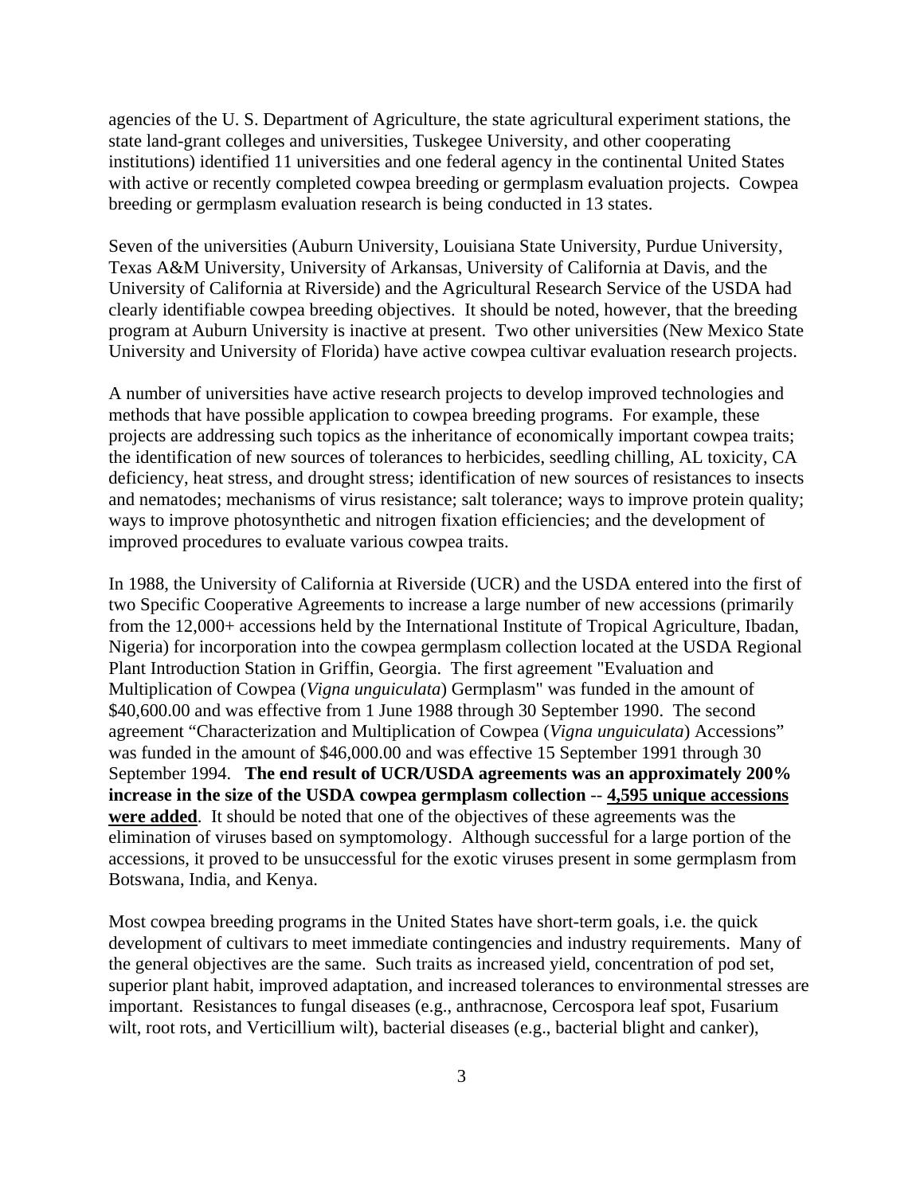agencies of the U. S. Department of Agriculture, the state agricultural experiment stations, the state land-grant colleges and universities, Tuskegee University, and other cooperating institutions) identified 11 universities and one federal agency in the continental United States with active or recently completed cowpea breeding or germplasm evaluation projects. Cowpea breeding or germplasm evaluation research is being conducted in 13 states.

Seven of the universities (Auburn University, Louisiana State University, Purdue University, Texas A&M University, University of Arkansas, University of California at Davis, and the University of California at Riverside) and the Agricultural Research Service of the USDA had clearly identifiable cowpea breeding objectives. It should be noted, however, that the breeding program at Auburn University is inactive at present. Two other universities (New Mexico State University and University of Florida) have active cowpea cultivar evaluation research projects.

A number of universities have active research projects to develop improved technologies and methods that have possible application to cowpea breeding programs. For example, these projects are addressing such topics as the inheritance of economically important cowpea traits; the identification of new sources of tolerances to herbicides, seedling chilling, AL toxicity, CA deficiency, heat stress, and drought stress; identification of new sources of resistances to insects and nematodes; mechanisms of virus resistance; salt tolerance; ways to improve protein quality; ways to improve photosynthetic and nitrogen fixation efficiencies; and the development of improved procedures to evaluate various cowpea traits.

In 1988, the University of California at Riverside (UCR) and the USDA entered into the first of two Specific Cooperative Agreements to increase a large number of new accessions (primarily from the 12,000+ accessions held by the International Institute of Tropical Agriculture, Ibadan, Nigeria) for incorporation into the cowpea germplasm collection located at the USDA Regional Plant Introduction Station in Griffin, Georgia. The first agreement "Evaluation and Multiplication of Cowpea (*Vigna unguiculata*) Germplasm" was funded in the amount of $40,600.00 and was effective from 1 June 1988 through 30 September 1990. The second agreement "Characterization and Multiplication of Cowpea (*Vigna unguiculata*) Accessions" was funded in the amount of $46,000.00 and was effective 15 September 1991 through 30 September 1994. **The end result of UCR/USDA agreements was an approximately 200% increase in the size of the USDA cowpea germplasm collection** -- **4,595 unique accessions were added**. It should be noted that one of the objectives of these agreements was the elimination of viruses based on symptomology. Although successful for a large portion of the accessions, it proved to be unsuccessful for the exotic viruses present in some germplasm from Botswana, India, and Kenya.

Most cowpea breeding programs in the United States have short-term goals, i.e. the quick development of cultivars to meet immediate contingencies and industry requirements. Many of the general objectives are the same. Such traits as increased yield, concentration of pod set, superior plant habit, improved adaptation, and increased tolerances to environmental stresses are important. Resistances to fungal diseases (e.g., anthracnose, Cercospora leaf spot, Fusarium wilt, root rots, and Verticillium wilt), bacterial diseases (e.g., bacterial blight and canker),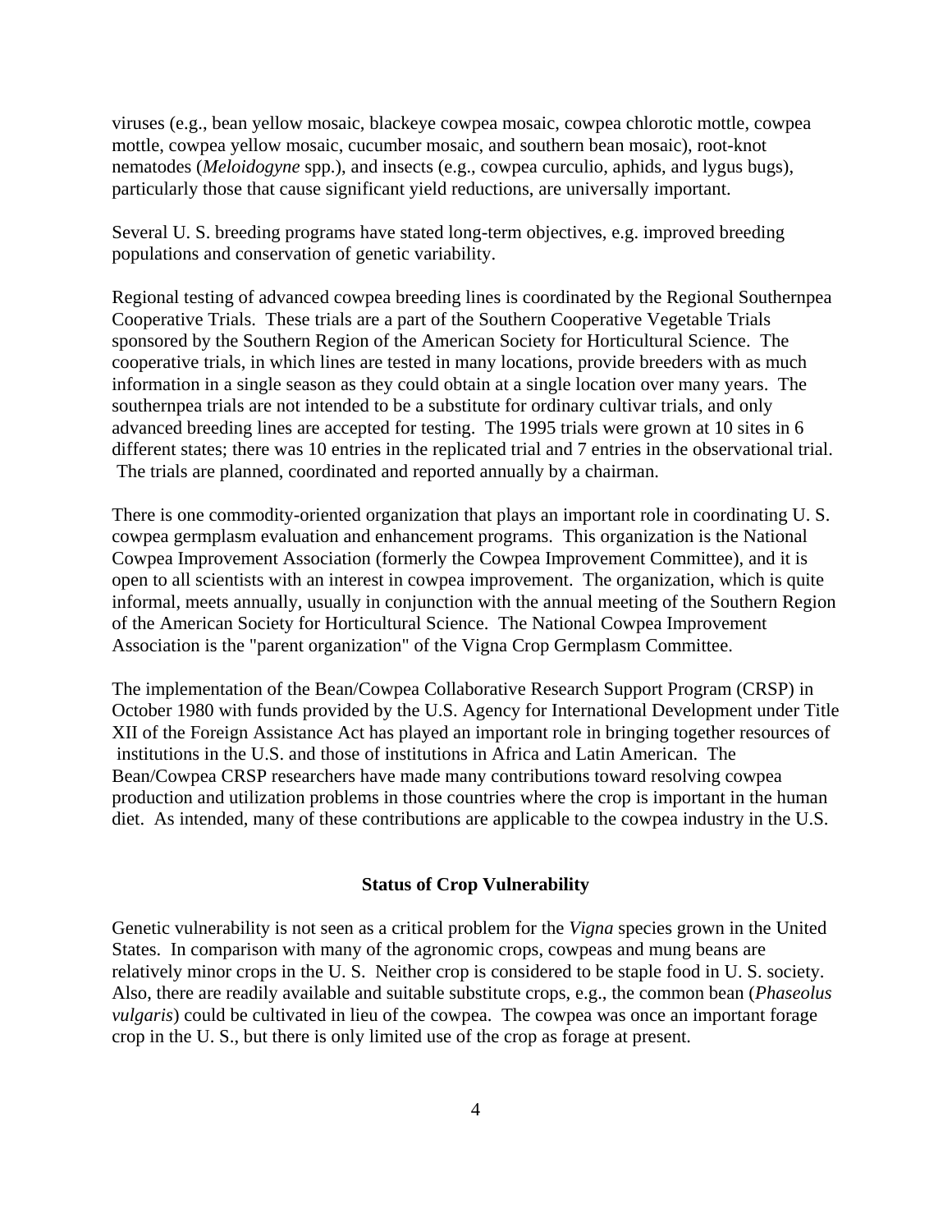viruses (e.g., bean yellow mosaic, blackeye cowpea mosaic, cowpea chlorotic mottle, cowpea mottle, cowpea yellow mosaic, cucumber mosaic, and southern bean mosaic), root-knot nematodes (*Meloidogyne* spp.), and insects (e.g., cowpea curculio, aphids, and lygus bugs), particularly those that cause significant yield reductions, are universally important.

Several U. S. breeding programs have stated long-term objectives, e.g. improved breeding populations and conservation of genetic variability.

Regional testing of advanced cowpea breeding lines is coordinated by the Regional Southernpea Cooperative Trials. These trials are a part of the Southern Cooperative Vegetable Trials sponsored by the Southern Region of the American Society for Horticultural Science. The cooperative trials, in which lines are tested in many locations, provide breeders with as much information in a single season as they could obtain at a single location over many years. The southernpea trials are not intended to be a substitute for ordinary cultivar trials, and only advanced breeding lines are accepted for testing. The 1995 trials were grown at 10 sites in 6 different states; there was 10 entries in the replicated trial and 7 entries in the observational trial. The trials are planned, coordinated and reported annually by a chairman.

There is one commodity-oriented organization that plays an important role in coordinating U. S. cowpea germplasm evaluation and enhancement programs. This organization is the National Cowpea Improvement Association (formerly the Cowpea Improvement Committee), and it is open to all scientists with an interest in cowpea improvement. The organization, which is quite informal, meets annually, usually in conjunction with the annual meeting of the Southern Region of the American Society for Horticultural Science. The National Cowpea Improvement Association is the "parent organization" of the Vigna Crop Germplasm Committee.

The implementation of the Bean/Cowpea Collaborative Research Support Program (CRSP) in October 1980 with funds provided by the U.S. Agency for International Development under Title XII of the Foreign Assistance Act has played an important role in bringing together resources of institutions in the U.S. and those of institutions in Africa and Latin American. The Bean/Cowpea CRSP researchers have made many contributions toward resolving cowpea production and utilization problems in those countries where the crop is important in the human diet. As intended, many of these contributions are applicable to the cowpea industry in the U.S.

## Status of Crop Vulnerability

Genetic vulnerability is not seen as a critical problem for the *Vigna* species grown in the United States. In comparison with many of the agronomic crops, cowpeas and mung beans are relatively minor crops in the U. S. Neither crop is considered to be staple food in U. S. society. Also, there are readily available and suitable substitute crops, e.g., the common bean (*Phaseolus vulgaris*) could be cultivated in lieu of the cowpea. The cowpea was once an important forage crop in the U. S., but there is only limited use of the crop as forage at present.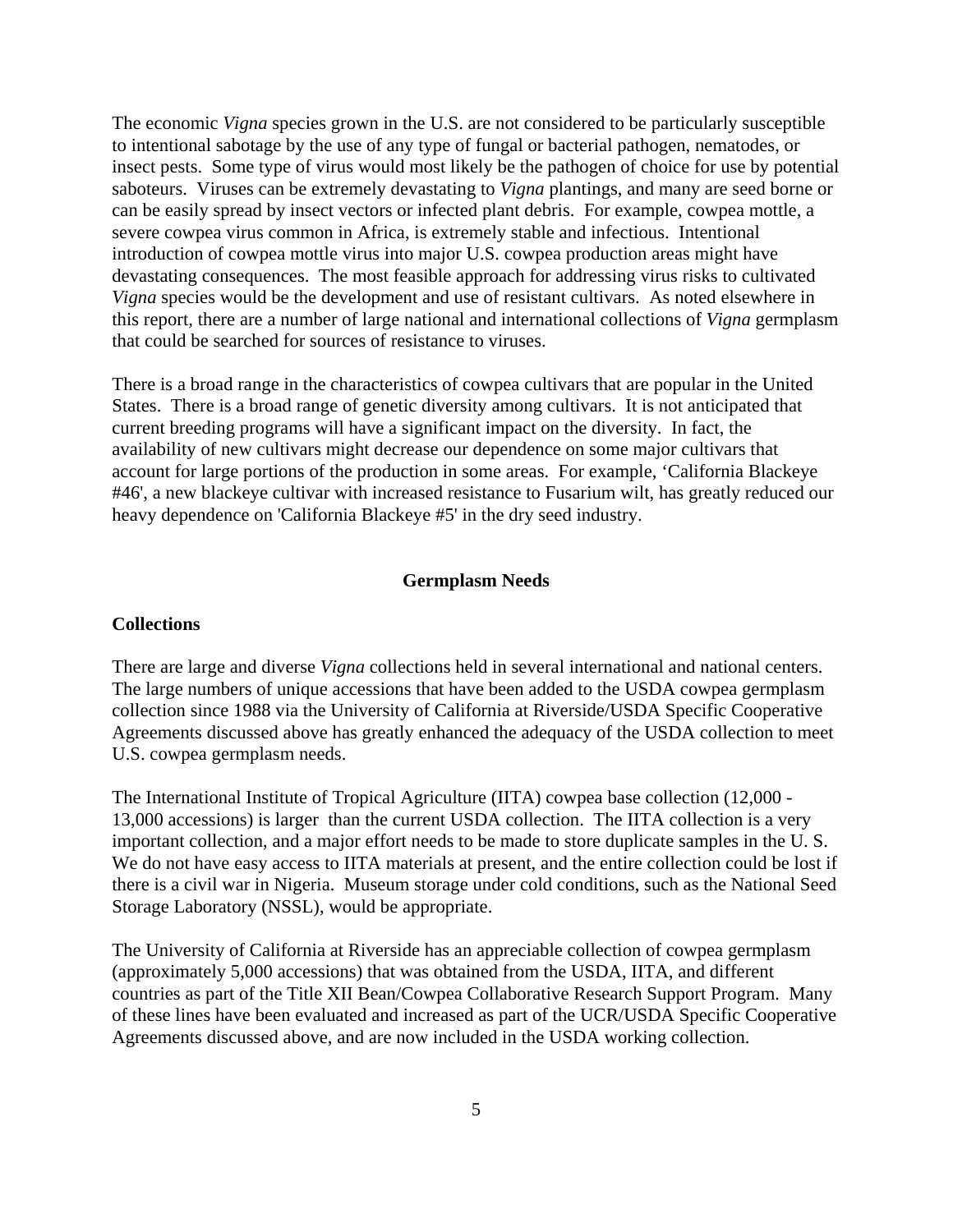The economic *Vigna* species grown in the U.S. are not considered to be particularly susceptible to intentional sabotage by the use of any type of fungal or bacterial pathogen, nematodes, or insect pests. Some type of virus would most likely be the pathogen of choice for use by potential saboteurs. Viruses can be extremely devastating to *Vigna* plantings, and many are seed borne or can be easily spread by insect vectors or infected plant debris. For example, cowpea mottle, a severe cowpea virus common in Africa, is extremely stable and infectious. Intentional introduction of cowpea mottle virus into major U.S. cowpea production areas might have devastating consequences. The most feasible approach for addressing virus risks to cultivated *Vigna* species would be the development and use of resistant cultivars. As noted elsewhere in this report, there are a number of large national and international collections of *Vigna* germplasm that could be searched for sources of resistance to viruses.

There is a broad range in the characteristics of cowpea cultivars that are popular in the United States. There is a broad range of genetic diversity among cultivars. It is not anticipated that current breeding programs will have a significant impact on the diversity. In fact, the availability of new cultivars might decrease our dependence on some major cultivars that account for large portions of the production in some areas. For example, 'California Blackeye #46', a new blackeye cultivar with increased resistance to Fusarium wilt, has greatly reduced our heavy dependence on 'California Blackeye #5' in the dry seed industry.

## Germplasm Needs

### Collections

There are large and diverse *Vigna* collections held in several international and national centers. The large numbers of unique accessions that have been added to the USDA cowpea germplasm collection since 1988 via the University of California at Riverside/USDA Specific Cooperative Agreements discussed above has greatly enhanced the adequacy of the USDA collection to meet U.S. cowpea germplasm needs.

The International Institute of Tropical Agriculture (IITA) cowpea base collection (12,000 - 13,000 accessions) is larger than the current USDA collection. The IITA collection is a very important collection, and a major effort needs to be made to store duplicate samples in the U. S. We do not have easy access to IITA materials at present, and the entire collection could be lost if there is a civil war in Nigeria. Museum storage under cold conditions, such as the National Seed Storage Laboratory (NSSL), would be appropriate.

The University of California at Riverside has an appreciable collection of cowpea germplasm (approximately 5,000 accessions) that was obtained from the USDA, IITA, and different countries as part of the Title XII Bean/Cowpea Collaborative Research Support Program. Many of these lines have been evaluated and increased as part of the UCR/USDA Specific Cooperative Agreements discussed above, and are now included in the USDA working collection.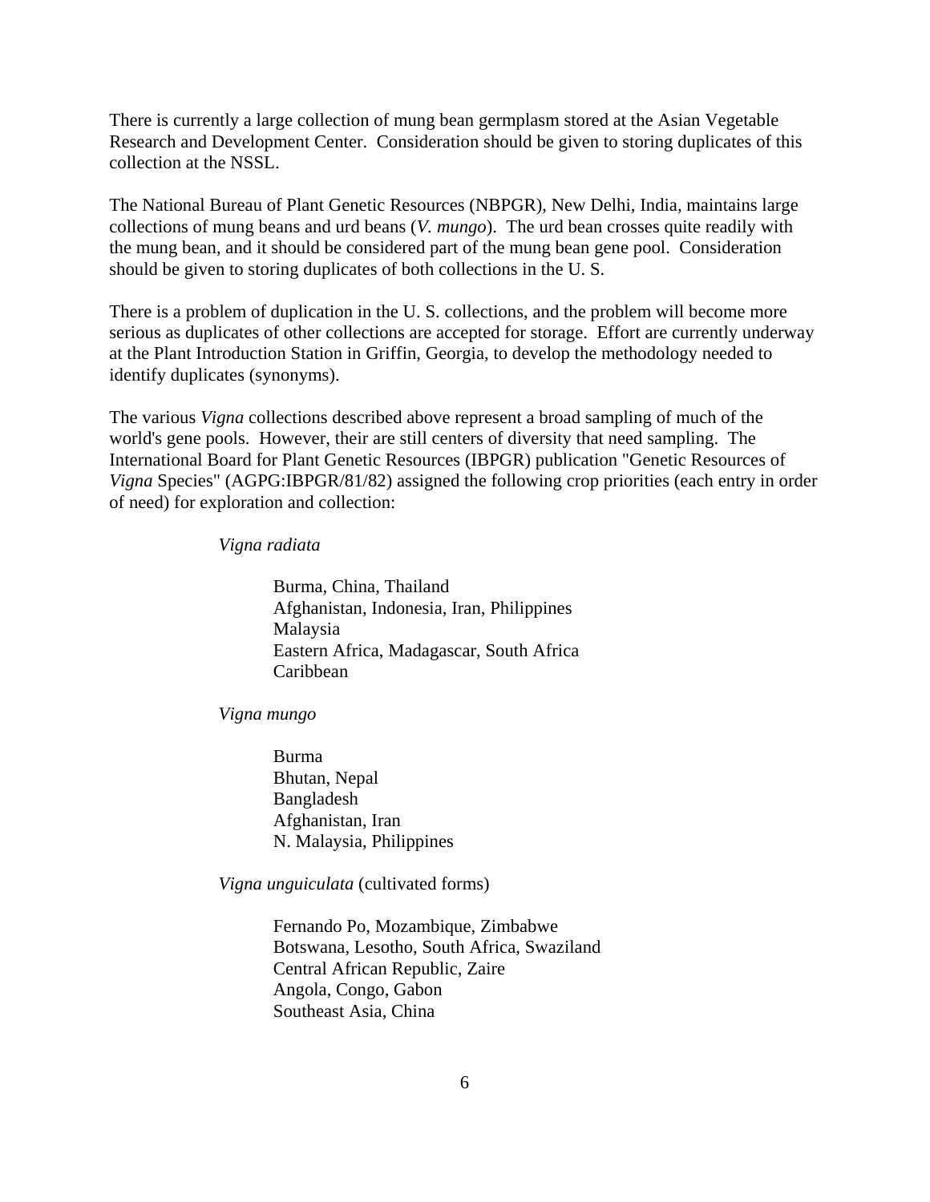There is currently a large collection of mung bean germplasm stored at the Asian Vegetable Research and Development Center. Consideration should be given to storing duplicates of this collection at the NSSL.

The National Bureau of Plant Genetic Resources (NBPGR), New Delhi, India, maintains large collections of mung beans and urd beans (*V. mungo*). The urd bean crosses quite readily with the mung bean, and it should be considered part of the mung bean gene pool. Consideration should be given to storing duplicates of both collections in the U. S.

There is a problem of duplication in the U. S. collections, and the problem will become more serious as duplicates of other collections are accepted for storage. Effort are currently underway at the Plant Introduction Station in Griffin, Georgia, to develop the methodology needed to identify duplicates (synonyms).

The various *Vigna* collections described above represent a broad sampling of much of the world's gene pools. However, their are still centers of diversity that need sampling. The International Board for Plant Genetic Resources (IBPGR) publication "Genetic Resources of *Vigna* Species" (AGPG:IBPGR/81/82) assigned the following crop priorities (each entry in order of need) for exploration and collection:

*Vigna radiata*

- Burma, China, Thailand
- Afghanistan, Indonesia, Iran, Philippines
- Malaysia
- Eastern Africa, Madagascar, South Africa
- Caribbean

*Vigna mungo*

- Burma
- Bhutan, Nepal
- Bangladesh
- Afghanistan, Iran
- N. Malaysia, Philippines

*Vigna unguiculata* (cultivated forms)

- Fernando Po, Mozambique, Zimbabwe
- Botswana, Lesotho, South Africa, Swaziland
- Central African Republic, Zaire
- Angola, Congo, Gabon
- Southeast Asia, China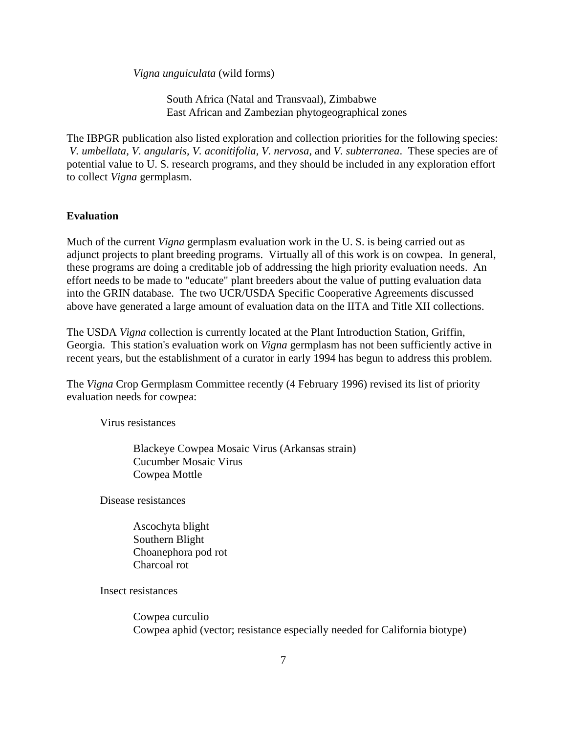*Vigna unguiculata* (wild forms)

South Africa (Natal and Transvaal), Zimbabwe
East African and Zambezian phytogeographical zones

The IBPGR publication also listed exploration and collection priorities for the following species: *V. umbellata, V. angularis, V. aconitifolia, V. nervosa*, and *V. subterranea*. These species are of potential value to U. S. research programs, and they should be included in any exploration effort to collect *Vigna* germplasm.

**Evaluation**

Much of the current *Vigna* germplasm evaluation work in the U. S. is being carried out as adjunct projects to plant breeding programs. Virtually all of this work is on cowpea. In general, these programs are doing a creditable job of addressing the high priority evaluation needs. An effort needs to be made to "educate" plant breeders about the value of putting evaluation data into the GRIN database. The two UCR/USDA Specific Cooperative Agreements discussed above have generated a large amount of evaluation data on the IITA and Title XII collections.

The USDA *Vigna* collection is currently located at the Plant Introduction Station, Griffin, Georgia. This station's evaluation work on *Vigna* germplasm has not been sufficiently active in recent years, but the establishment of a curator in early 1994 has begun to address this problem.

The *Vigna* Crop Germplasm Committee recently (4 February 1996) revised its list of priority evaluation needs for cowpea:

Virus resistances

- Blackeye Cowpea Mosaic Virus (Arkansas strain)
- Cucumber Mosaic Virus
- Cowpea Mottle

Disease resistances

- Ascochyta blight
- Southern Blight
- Choanephora pod rot
- Charcoal rot

Insect resistances

- Cowpea curculio
- Cowpea aphid (vector; resistance especially needed for California biotype)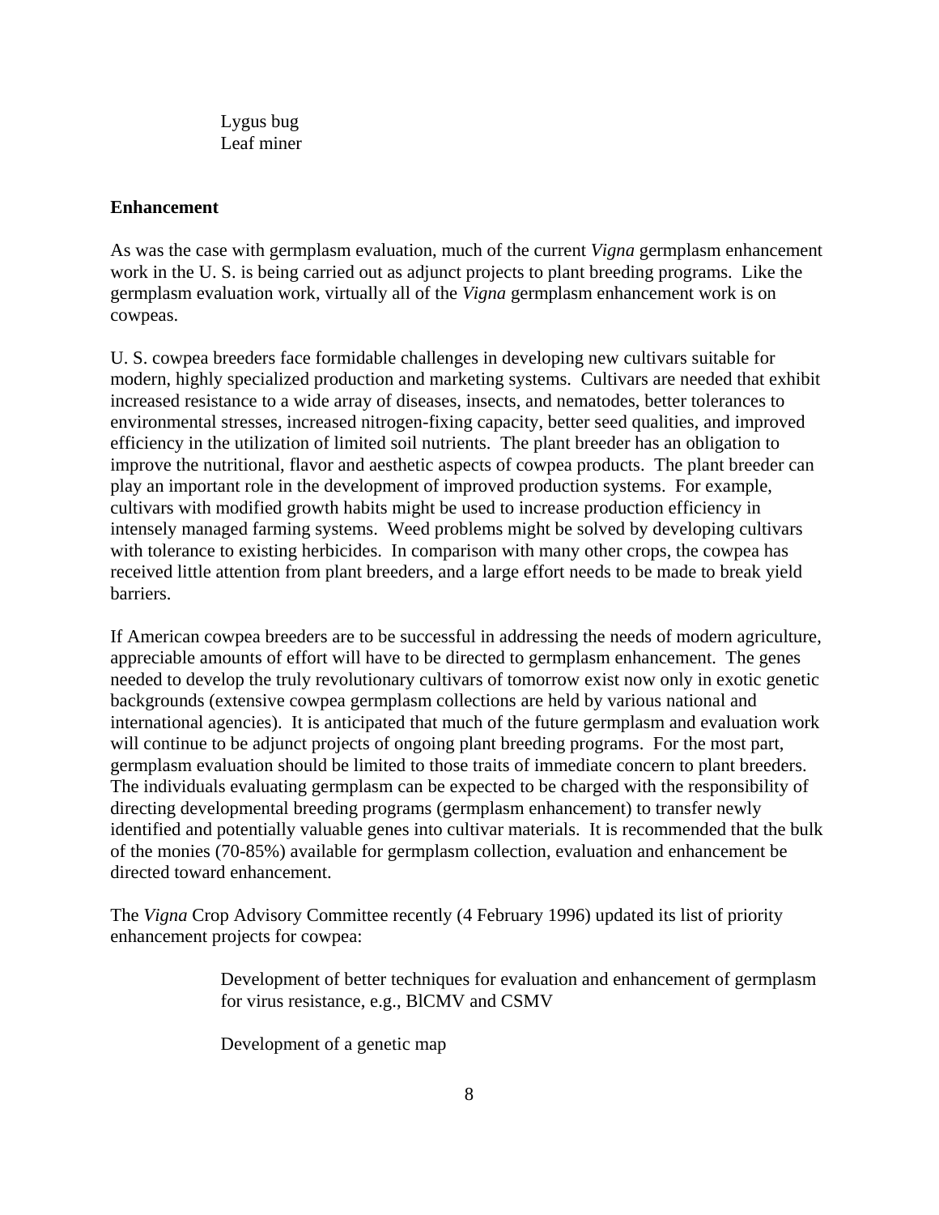Lygus bug
Leaf miner

**Enhancement**

As was the case with germplasm evaluation, much of the current *Vigna* germplasm enhancement work in the U. S. is being carried out as adjunct projects to plant breeding programs. Like the germplasm evaluation work, virtually all of the *Vigna* germplasm enhancement work is on cowpeas.

U. S. cowpea breeders face formidable challenges in developing new cultivars suitable for modern, highly specialized production and marketing systems. Cultivars are needed that exhibit increased resistance to a wide array of diseases, insects, and nematodes, better tolerances to environmental stresses, increased nitrogen-fixing capacity, better seed qualities, and improved efficiency in the utilization of limited soil nutrients. The plant breeder has an obligation to improve the nutritional, flavor and aesthetic aspects of cowpea products. The plant breeder can play an important role in the development of improved production systems. For example, cultivars with modified growth habits might be used to increase production efficiency in intensely managed farming systems. Weed problems might be solved by developing cultivars with tolerance to existing herbicides. In comparison with many other crops, the cowpea has received little attention from plant breeders, and a large effort needs to be made to break yield barriers.

If American cowpea breeders are to be successful in addressing the needs of modern agriculture, appreciable amounts of effort will have to be directed to germplasm enhancement. The genes needed to develop the truly revolutionary cultivars of tomorrow exist now only in exotic genetic backgrounds (extensive cowpea germplasm collections are held by various national and international agencies). It is anticipated that much of the future germplasm and evaluation work will continue to be adjunct projects of ongoing plant breeding programs. For the most part, germplasm evaluation should be limited to those traits of immediate concern to plant breeders. The individuals evaluating germplasm can be expected to be charged with the responsibility of directing developmental breeding programs (germplasm enhancement) to transfer newly identified and potentially valuable genes into cultivar materials. It is recommended that the bulk of the monies (70-85%) available for germplasm collection, evaluation and enhancement be directed toward enhancement.

The *Vigna* Crop Advisory Committee recently (4 February 1996) updated its list of priority enhancement projects for cowpea:

Development of better techniques for evaluation and enhancement of germplasm for virus resistance, e.g., BlCMV and CSMV

Development of a genetic map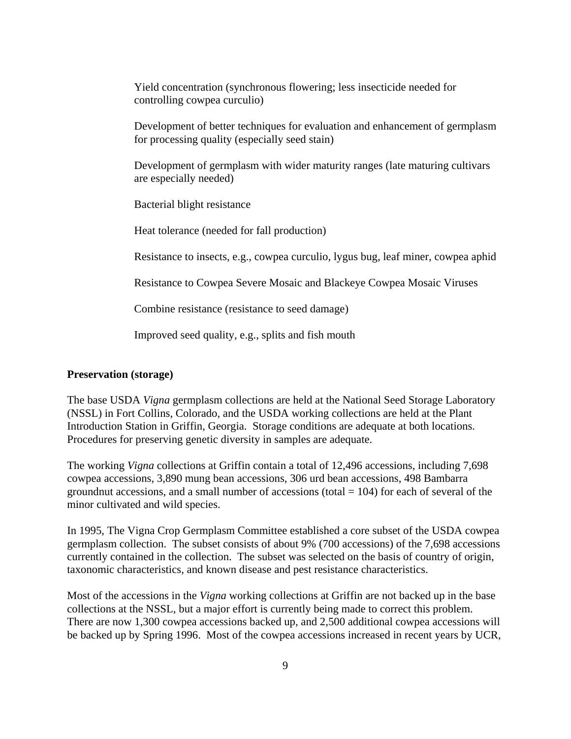Yield concentration (synchronous flowering; less insecticide needed for controlling cowpea curculio)

Development of better techniques for evaluation and enhancement of germplasm for processing quality (especially seed stain)

Development of germplasm with wider maturity ranges (late maturing cultivars are especially needed)

Bacterial blight resistance

Heat tolerance (needed for fall production)

Resistance to insects, e.g., cowpea curculio, lygus bug, leaf miner, cowpea aphid

Resistance to Cowpea Severe Mosaic and Blackeye Cowpea Mosaic Viruses

Combine resistance (resistance to seed damage)

Improved seed quality, e.g., splits and fish mouth

**Preservation (storage)**

The base USDA *Vigna* germplasm collections are held at the National Seed Storage Laboratory (NSSL) in Fort Collins, Colorado, and the USDA working collections are held at the Plant Introduction Station in Griffin, Georgia. Storage conditions are adequate at both locations. Procedures for preserving genetic diversity in samples are adequate.

The working *Vigna* collections at Griffin contain a total of 12,496 accessions, including 7,698 cowpea accessions, 3,890 mung bean accessions, 306 urd bean accessions, 498 Bambarra groundnut accessions, and a small number of accessions (total = 104) for each of several of the minor cultivated and wild species.

In 1995, The Vigna Crop Germplasm Committee established a core subset of the USDA cowpea germplasm collection. The subset consists of about 9% (700 accessions) of the 7,698 accessions currently contained in the collection. The subset was selected on the basis of country of origin, taxonomic characteristics, and known disease and pest resistance characteristics.

Most of the accessions in the *Vigna* working collections at Griffin are not backed up in the base collections at the NSSL, but a major effort is currently being made to correct this problem. There are now 1,300 cowpea accessions backed up, and 2,500 additional cowpea accessions will be backed up by Spring 1996. Most of the cowpea accessions increased in recent years by UCR,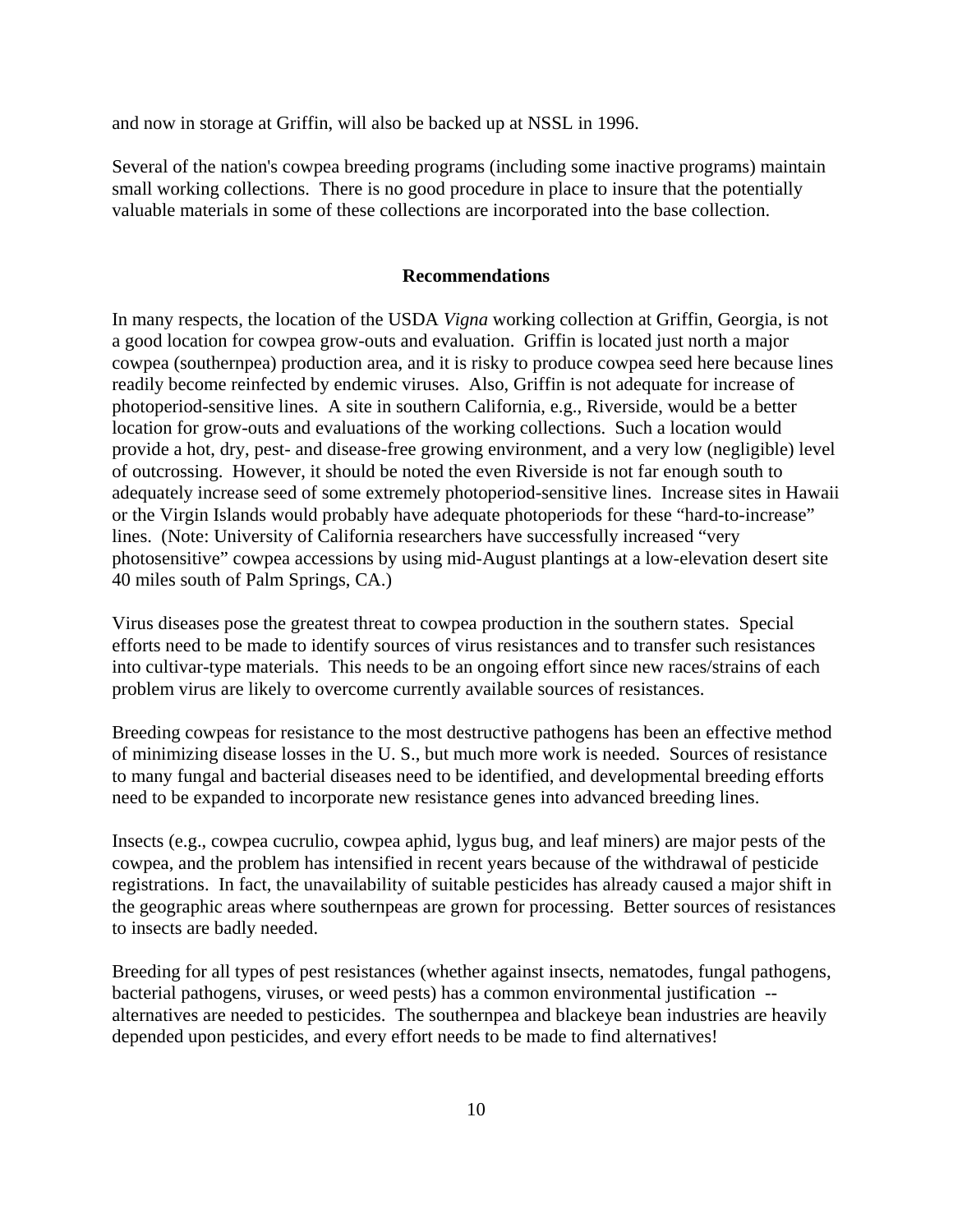and now in storage at Griffin, will also be backed up at NSSL in 1996.

Several of the nation's cowpea breeding programs (including some inactive programs) maintain small working collections. There is no good procedure in place to insure that the potentially valuable materials in some of these collections are incorporated into the base collection.

## Recommendations

In many respects, the location of the USDA *Vigna* working collection at Griffin, Georgia, is not a good location for cowpea grow-outs and evaluation. Griffin is located just north a major cowpea (southernpea) production area, and it is risky to produce cowpea seed here because lines readily become reinfected by endemic viruses. Also, Griffin is not adequate for increase of photoperiod-sensitive lines. A site in southern California, e.g., Riverside, would be a better location for grow-outs and evaluations of the working collections. Such a location would provide a hot, dry, pest- and disease-free growing environment, and a very low (negligible) level of outcrossing. However, it should be noted the even Riverside is not far enough south to adequately increase seed of some extremely photoperiod-sensitive lines. Increase sites in Hawaii or the Virgin Islands would probably have adequate photoperiods for these "hard-to-increase" lines. (Note: University of California researchers have successfully increased "very photosensitive" cowpea accessions by using mid-August plantings at a low-elevation desert site 40 miles south of Palm Springs, CA.)

Virus diseases pose the greatest threat to cowpea production in the southern states. Special efforts need to be made to identify sources of virus resistances and to transfer such resistances into cultivar-type materials. This needs to be an ongoing effort since new races/strains of each problem virus are likely to overcome currently available sources of resistances.

Breeding cowpeas for resistance to the most destructive pathogens has been an effective method of minimizing disease losses in the U. S., but much more work is needed. Sources of resistance to many fungal and bacterial diseases need to be identified, and developmental breeding efforts need to be expanded to incorporate new resistance genes into advanced breeding lines.

Insects (e.g., cowpea cucrulio, cowpea aphid, lygus bug, and leaf miners) are major pests of the cowpea, and the problem has intensified in recent years because of the withdrawal of pesticide registrations. In fact, the unavailability of suitable pesticides has already caused a major shift in the geographic areas where southernpeas are grown for processing. Better sources of resistances to insects are badly needed.

Breeding for all types of pest resistances (whether against insects, nematodes, fungal pathogens, bacterial pathogens, viruses, or weed pests) has a common environmental justification -- alternatives are needed to pesticides. The southernpea and blackeye bean industries are heavily depended upon pesticides, and every effort needs to be made to find alternatives!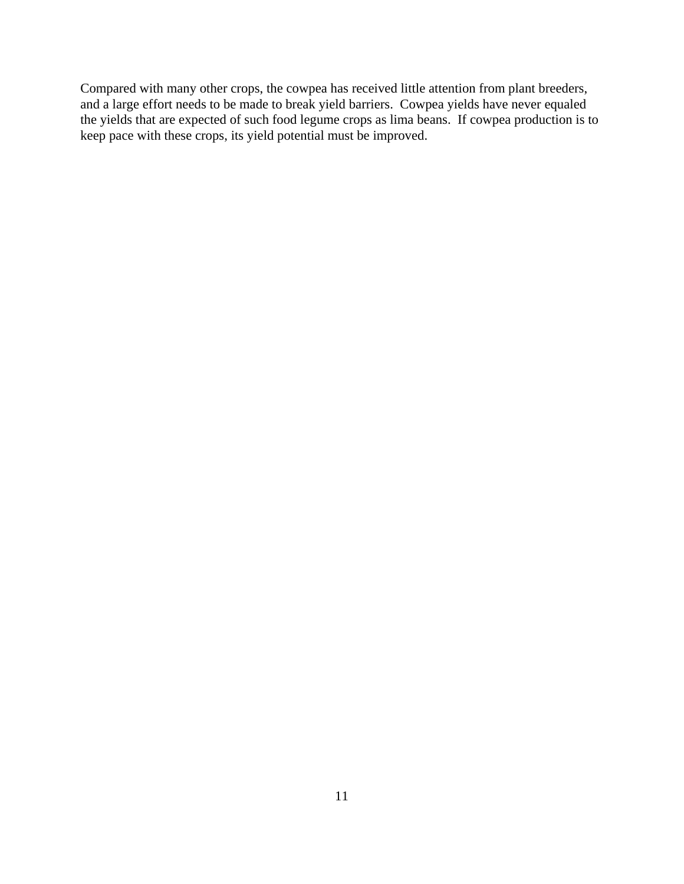Compared with many other crops, the cowpea has received little attention from plant breeders, and a large effort needs to be made to break yield barriers. Cowpea yields have never equaled the yields that are expected of such food legume crops as lima beans. If cowpea production is to keep pace with these crops, its yield potential must be improved.